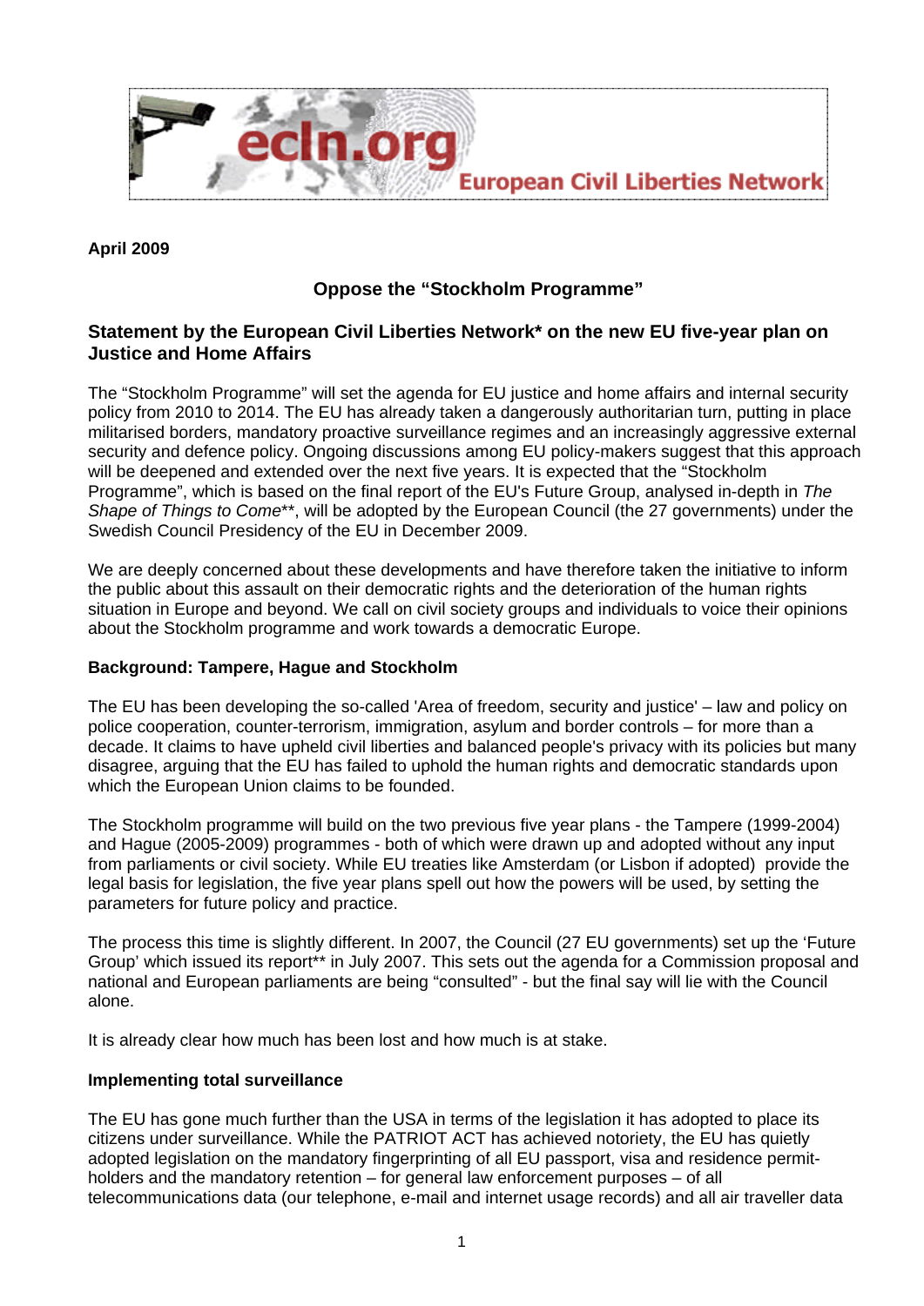ecln.org European Civil Liberties Network

**April 2009**

# Oppose the "Stockholm Programme"

## Statement by the European Civil Liberties Network* on the new EU five-year plan on Justice and Home Affairs

The "Stockholm Programme" will set the agenda for EU justice and home affairs and internal security policy from 2010 to 2014. The EU has already taken a dangerously authoritarian turn, putting in place militarised borders, mandatory proactive surveillance regimes and an increasingly aggressive external security and defence policy. Ongoing discussions among EU policy-makers suggest that this approach will be deepened and extended over the next five years. It is expected that the "Stockholm Programme", which is based on the final report of the EU's Future Group, analysed in-depth in *The Shape of Things to Come***, will be adopted by the European Council (the 27 governments) under the Swedish Council Presidency of the EU in December 2009.

We are deeply concerned about these developments and have therefore taken the initiative to inform the public about this assault on their democratic rights and the deterioration of the human rights situation in Europe and beyond. We call on civil society groups and individuals to voice their opinions about the Stockholm programme and work towards a democratic Europe.

### Background: Tampere, Hague and Stockholm

The EU has been developing the so-called 'Area of freedom, security and justice' – law and policy on police cooperation, counter-terrorism, immigration, asylum and border controls – for more than a decade. It claims to have upheld civil liberties and balanced people's privacy with its policies but many disagree, arguing that the EU has failed to uphold the human rights and democratic standards upon which the European Union claims to be founded.

The Stockholm programme will build on the two previous five year plans - the Tampere (1999-2004) and Hague (2005-2009) programmes - both of which were drawn up and adopted without any input from parliaments or civil society. While EU treaties like Amsterdam (or Lisbon if adopted) provide the legal basis for legislation, the five year plans spell out how the powers will be used, by setting the parameters for future policy and practice.

The process this time is slightly different. In 2007, the Council (27 EU governments) set up the 'Future Group' which issued its report** in July 2007. This sets out the agenda for a Commission proposal and national and European parliaments are being "consulted" - but the final say will lie with the Council alone.

It is already clear how much has been lost and how much is at stake.

### Implementing total surveillance

The EU has gone much further than the USA in terms of the legislation it has adopted to place its citizens under surveillance. While the PATRIOT ACT has achieved notoriety, the EU has quietly adopted legislation on the mandatory fingerprinting of all EU passport, visa and residence permit-holders and the mandatory retention – for general law enforcement purposes – of all telecommunications data (our telephone, e-mail and internet usage records) and all air traveller data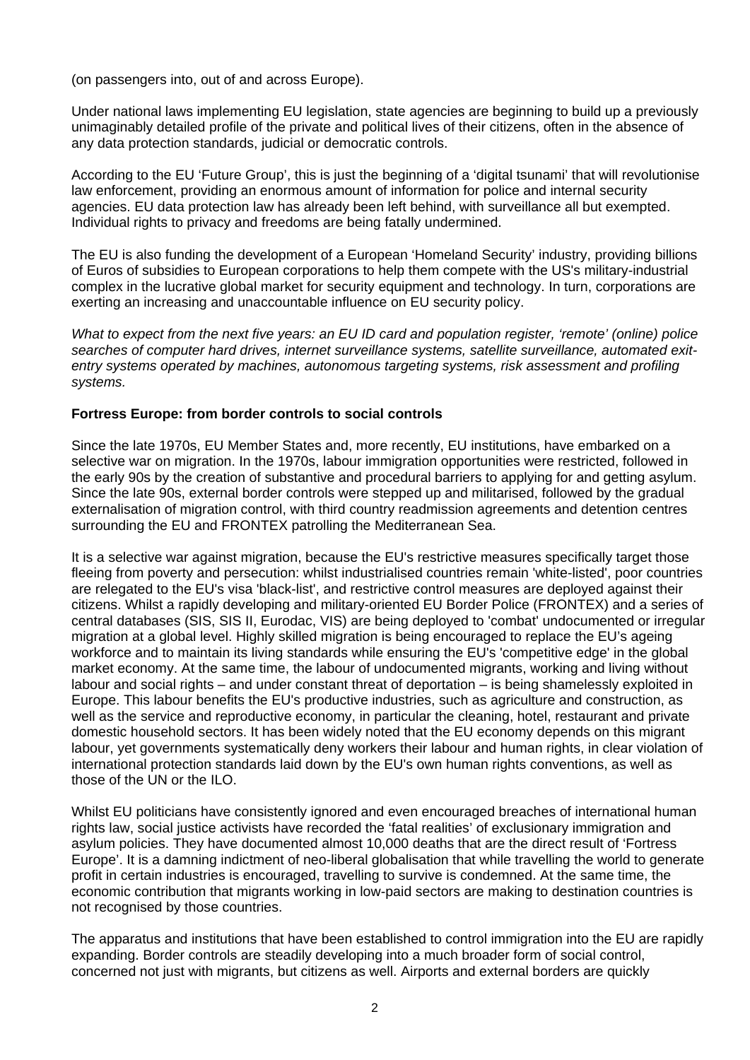(on passengers into, out of and across Europe).

Under national laws implementing EU legislation, state agencies are beginning to build up a previously unimaginably detailed profile of the private and political lives of their citizens, often in the absence of any data protection standards, judicial or democratic controls.

According to the EU 'Future Group', this is just the beginning of a 'digital tsunami' that will revolutionise law enforcement, providing an enormous amount of information for police and internal security agencies. EU data protection law has already been left behind, with surveillance all but exempted. Individual rights to privacy and freedoms are being fatally undermined.

The EU is also funding the development of a European 'Homeland Security' industry, providing billions of Euros of subsidies to European corporations to help them compete with the US's military-industrial complex in the lucrative global market for security equipment and technology. In turn, corporations are exerting an increasing and unaccountable influence on EU security policy.

*What to expect from the next five years: an EU ID card and population register, 'remote' (online) police searches of computer hard drives, internet surveillance systems, satellite surveillance, automated exit-entry systems operated by machines, autonomous targeting systems, risk assessment and profiling systems.*

**Fortress Europe: from border controls to social controls**

Since the late 1970s, EU Member States and, more recently, EU institutions, have embarked on a selective war on migration. In the 1970s, labour immigration opportunities were restricted, followed in the early 90s by the creation of substantive and procedural barriers to applying for and getting asylum. Since the late 90s, external border controls were stepped up and militarised, followed by the gradual externalisation of migration control, with third country readmission agreements and detention centres surrounding the EU and FRONTEX patrolling the Mediterranean Sea.

It is a selective war against migration, because the EU's restrictive measures specifically target those fleeing from poverty and persecution: whilst industrialised countries remain 'white-listed', poor countries are relegated to the EU's visa 'black-list', and restrictive control measures are deployed against their citizens. Whilst a rapidly developing and military-oriented EU Border Police (FRONTEX) and a series of central databases (SIS, SIS II, Eurodac, VIS) are being deployed to 'combat' undocumented or irregular migration at a global level. Highly skilled migration is being encouraged to replace the EU's ageing workforce and to maintain its living standards while ensuring the EU's 'competitive edge' in the global market economy. At the same time, the labour of undocumented migrants, working and living without labour and social rights – and under constant threat of deportation – is being shamelessly exploited in Europe. This labour benefits the EU's productive industries, such as agriculture and construction, as well as the service and reproductive economy, in particular the cleaning, hotel, restaurant and private domestic household sectors. It has been widely noted that the EU economy depends on this migrant labour, yet governments systematically deny workers their labour and human rights, in clear violation of international protection standards laid down by the EU's own human rights conventions, as well as those of the UN or the ILO.

Whilst EU politicians have consistently ignored and even encouraged breaches of international human rights law, social justice activists have recorded the 'fatal realities' of exclusionary immigration and asylum policies. They have documented almost 10,000 deaths that are the direct result of 'Fortress Europe'. It is a damning indictment of neo-liberal globalisation that while travelling the world to generate profit in certain industries is encouraged, travelling to survive is condemned. At the same time, the economic contribution that migrants working in low-paid sectors are making to destination countries is not recognised by those countries.

The apparatus and institutions that have been established to control immigration into the EU are rapidly expanding. Border controls are steadily developing into a much broader form of social control, concerned not just with migrants, but citizens as well. Airports and external borders are quickly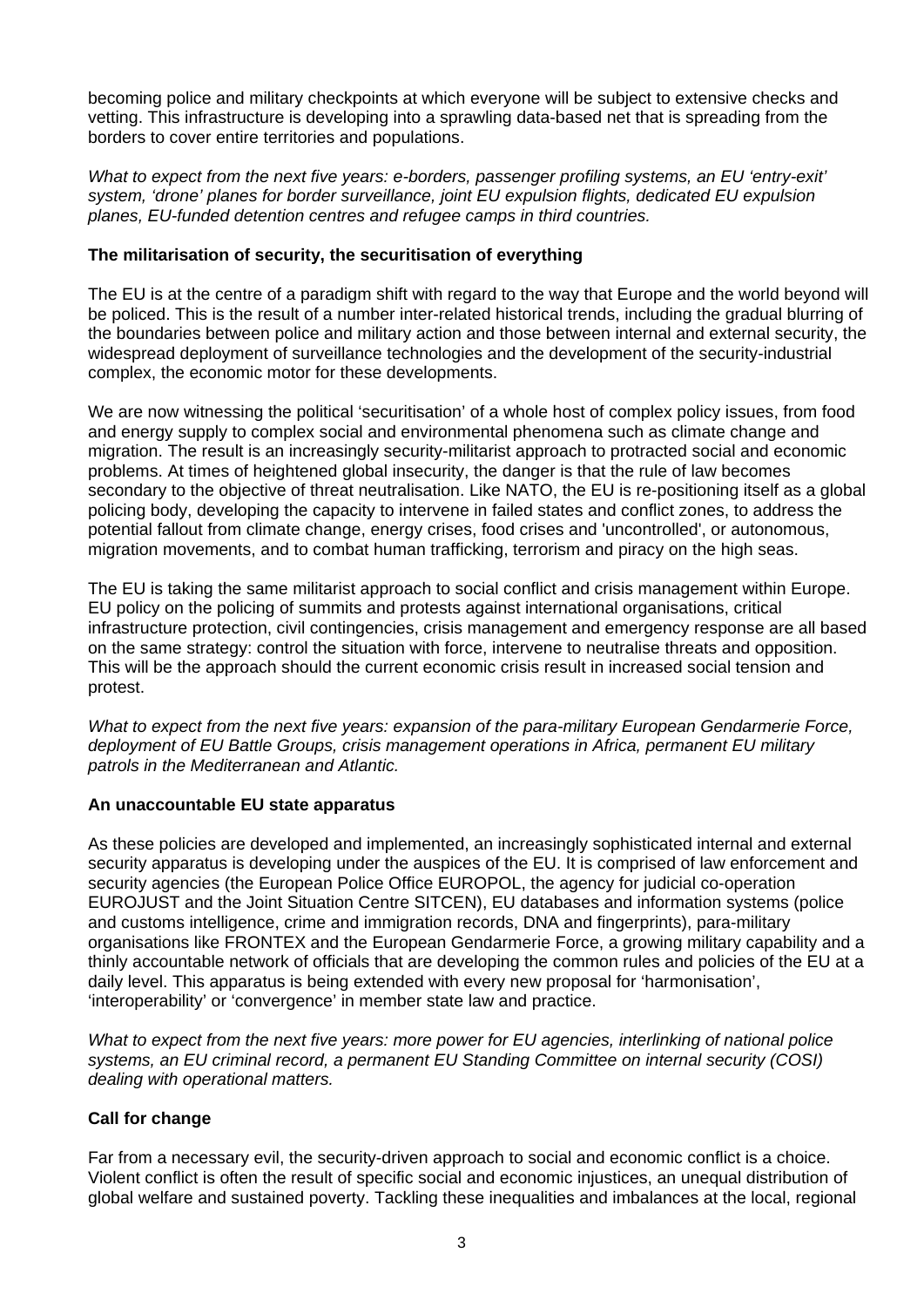becoming police and military checkpoints at which everyone will be subject to extensive checks and vetting. This infrastructure is developing into a sprawling data-based net that is spreading from the borders to cover entire territories and populations.

*What to expect from the next five years: e-borders, passenger profiling systems, an EU 'entry-exit' system, 'drone' planes for border surveillance, joint EU expulsion flights, dedicated EU expulsion planes, EU-funded detention centres and refugee camps in third countries.*

**The militarisation of security, the securitisation of everything**

The EU is at the centre of a paradigm shift with regard to the way that Europe and the world beyond will be policed. This is the result of a number inter-related historical trends, including the gradual blurring of the boundaries between police and military action and those between internal and external security, the widespread deployment of surveillance technologies and the development of the security-industrial complex, the economic motor for these developments.

We are now witnessing the political 'securitisation' of a whole host of complex policy issues, from food and energy supply to complex social and environmental phenomena such as climate change and migration. The result is an increasingly security-militarist approach to protracted social and economic problems. At times of heightened global insecurity, the danger is that the rule of law becomes secondary to the objective of threat neutralisation. Like NATO, the EU is re-positioning itself as a global policing body, developing the capacity to intervene in failed states and conflict zones, to address the potential fallout from climate change, energy crises, food crises and 'uncontrolled', or autonomous, migration movements, and to combat human trafficking, terrorism and piracy on the high seas.

The EU is taking the same militarist approach to social conflict and crisis management within Europe. EU policy on the policing of summits and protests against international organisations, critical infrastructure protection, civil contingencies, crisis management and emergency response are all based on the same strategy: control the situation with force, intervene to neutralise threats and opposition. This will be the approach should the current economic crisis result in increased social tension and protest.

*What to expect from the next five years: expansion of the para-military European Gendarmerie Force, deployment of EU Battle Groups, crisis management operations in Africa, permanent EU military patrols in the Mediterranean and Atlantic.*

**An unaccountable EU state apparatus**

As these policies are developed and implemented, an increasingly sophisticated internal and external security apparatus is developing under the auspices of the EU. It is comprised of law enforcement and security agencies (the European Police Office EUROPOL, the agency for judicial co-operation EUROJUST and the Joint Situation Centre SITCEN), EU databases and information systems (police and customs intelligence, crime and immigration records, DNA and fingerprints), para-military organisations like FRONTEX and the European Gendarmerie Force, a growing military capability and a thinly accountable network of officials that are developing the common rules and policies of the EU at a daily level. This apparatus is being extended with every new proposal for 'harmonisation', 'interoperability' or 'convergence' in member state law and practice.

*What to expect from the next five years: more power for EU agencies, interlinking of national police systems, an EU criminal record, a permanent EU Standing Committee on internal security (COSI) dealing with operational matters.*

**Call for change**

Far from a necessary evil, the security-driven approach to social and economic conflict is a choice. Violent conflict is often the result of specific social and economic injustices, an unequal distribution of global welfare and sustained poverty. Tackling these inequalities and imbalances at the local, regional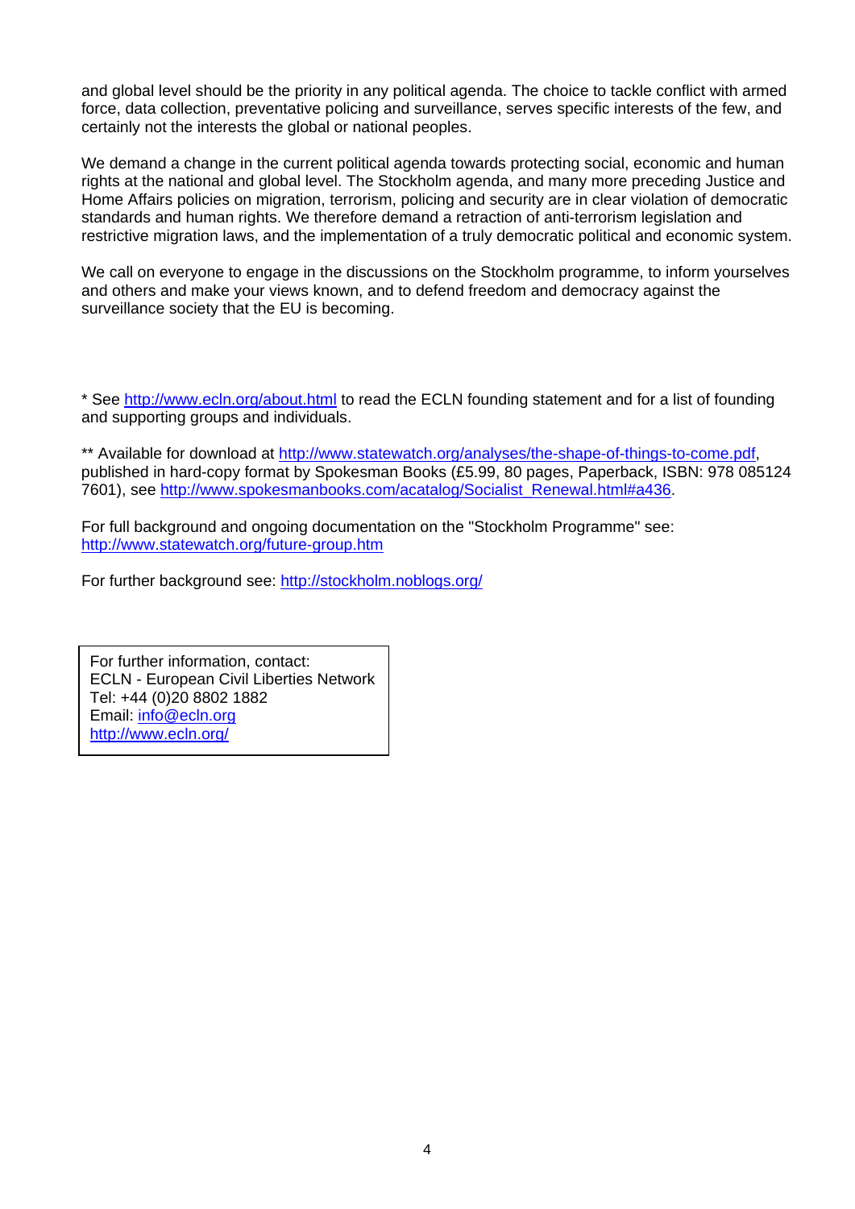and global level should be the priority in any political agenda. The choice to tackle conflict with armed force, data collection, preventative policing and surveillance, serves specific interests of the few, and certainly not the interests the global or national peoples.

We demand a change in the current political agenda towards protecting social, economic and human rights at the national and global level. The Stockholm agenda, and many more preceding Justice and Home Affairs policies on migration, terrorism, policing and security are in clear violation of democratic standards and human rights. We therefore demand a retraction of anti-terrorism legislation and restrictive migration laws, and the implementation of a truly democratic political and economic system.

We call on everyone to engage in the discussions on the Stockholm programme, to inform yourselves and others and make your views known, and to defend freedom and democracy against the surveillance society that the EU is becoming.

* See http://www.ecln.org/about.html to read the ECLN founding statement and for a list of founding and supporting groups and individuals.

** Available for download at http://www.statewatch.org/analyses/the-shape-of-things-to-come.pdf, published in hard-copy format by Spokesman Books (£5.99, 80 pages, Paperback, ISBN: 978 085124 7601), see http://www.spokesmanbooks.com/acatalog/Socialist_Renewal.html#a436.

For full background and ongoing documentation on the "Stockholm Programme" see: http://www.statewatch.org/future-group.htm

For further background see: http://stockholm.noblogs.org/

For further information, contact:
ECLN - European Civil Liberties Network
Tel: +44 (0)20 8802 1882
Email: info@ecln.org
http://www.ecln.org/